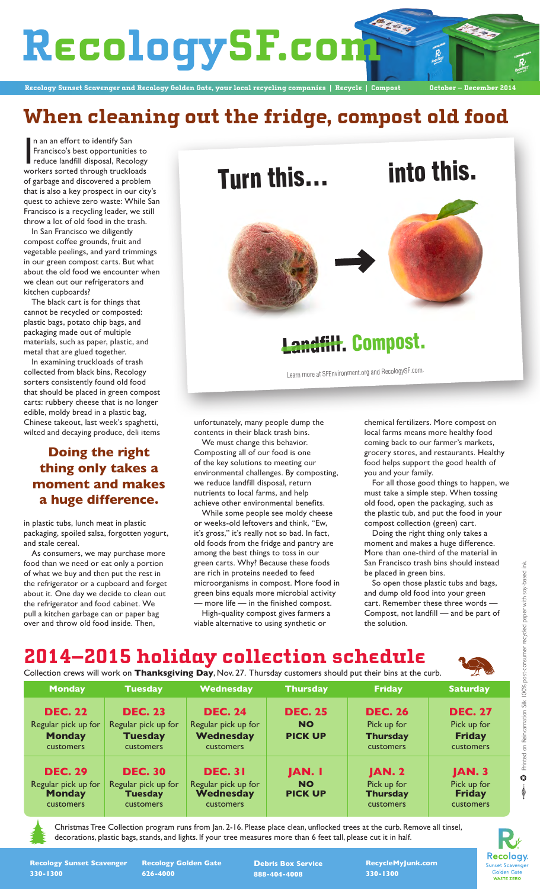# RecologySF.com

**Recology Sunset Scavenger and Recology Golden Gate, your local recycling companies | Recycle | Compost** October – December 2014

## When cleaning out the fridge, compost old food

In an effort to identify San Francisco's best opportunities to reduce landfill disposal, Recology workers sorted through truckloads of garbage and discovered a problem that is also a key prospect in our city's quest to achieve zero waste: While San Francisco is a recycling leader, we still throw a lot of old food in the trash.

In San Francisco we diligently compost coffee grounds, fruit and vegetable peelings, and yard trimmings in our green compost carts. But what about the old food we encounter when we clean out our refrigerators and kitchen cupboards?

The black cart is for things that cannot be recycled or composted: plastic bags, potato chip bags, and packaging made out of multiple materials, such as paper, plastic, and metal that are glued together.

In examining truckloads of trash collected from black bins, Recology sorters consistently found old food that should be placed in green compost carts: rubbery cheese that is no longer edible, moldy bread in a plastic bag, Chinese takeout, last week's spaghetti, wilted and decaying produce, deli items in plastic tubs, lunch meat in plastic packaging, spoiled salsa, forgotten yogurt, and stale cereal.

### Doing the right thing only takes a moment and makes a huge difference.

As consumers, we may purchase more food than we need or eat only a portion of what we buy and then put the rest in the refrigerator or a cupboard and forget about it. One day we decide to clean out the refrigerator and food cabinet. We pull a kitchen garbage can or paper bag over and throw old food inside. Then, unfortunately, many people dump the contents in their black trash bins.

We must change this behavior. Composting all of our food is one of the key solutions to meeting our environmental challenges. By composting, we reduce landfill disposal, return nutrients to local farms, and help achieve other environmental benefits.

While some people see moldy cheese or weeks-old leftovers and think, "Ew, it's gross," it's really not so bad. In fact, old foods from the fridge and pantry are among the best things to toss in our green carts. Why? Because these foods are rich in proteins needed to feed microorganisms in compost. More food in green bins equals more microbial activity — more life — in the finished compost.

High-quality compost gives farmers a viable alternative to using synthetic or chemical fertilizers. More compost on local farms means more healthy food coming back to our farmer's markets, grocery stores, and restaurants. Healthy food helps support the good health of you and your family.

For all those good things to happen, we must take a simple step. When tossing old food, open the packaging, such as the plastic tub, and put the food in your compost collection (green) cart.

Doing the right thing only takes a moment and makes a huge difference. More than one-third of the material in San Francisco trash bins should instead be placed in green bins.

So open those plastic tubs and bags, and dump old food into your green cart. Remember these three words — Compost, not landfill — and be part of the solution.

Turn this… into this.

~~Landfill.~~ Compost.

Learn more at SFEnvironment.org and RecologySF.com.

## 2014–2015 holiday collection schedule

Collection crews will work on **Thanksgiving Day**, Nov. 27. Thursday customers should put their bins at the curb.

| Monday | Tuesday | Wednesday | Thursday | Friday | Saturday |
|---|---|---|---|---|---|
| **DEC. 22** Regular pick up for **Monday** customers | **DEC. 23** Regular pick up for **Tuesday** customers | **DEC. 24** Regular pick up for **Wednesday** customers | **DEC. 25** **NO PICK UP** | **DEC. 26** Pick up for **Thursday** customers | **DEC. 27** Pick up for **Friday** customers |
| **DEC. 29** Regular pick up for **Monday** customers | **DEC. 30** Regular pick up for **Tuesday** customers | **DEC. 31** Regular pick up for **Wednesday** customers | **JAN. 1** **NO PICK UP** | **JAN. 2** Pick up for **Thursday** customers | **JAN. 3** Pick up for **Friday** customers |

Christmas Tree Collection program runs from Jan. 2-16. Please place clean, unflocked trees at the curb. Remove all tinsel, decorations, plastic bags, stands, and lights. If your tree measures more than 6 feet tall, please cut it in half.

**Recology Sunset Scavenger** 330-1300 | **Recology Golden Gate** 626-4000 | **Debris Box Service** 888-404-4008 | **RecycleMyJunk.com** 330-1300

Recology. Sunset Scavenger Golden Gate WASTE ZERO

Printed on Reincarnation Silk 100% post-consumer recycled paper with soy-based ink.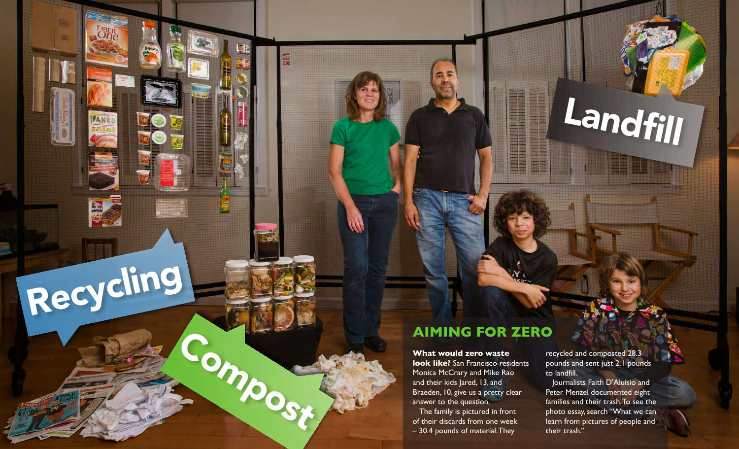## AIMING FOR ZERO

**What would zero waste look like?** San Francisco residents Monica McCrary and Mike Rao and their kids Jared, 13, and Braeden, 10, give us a pretty clear answer to the question.

The family is pictured in front of their discards from one week – 30.4 pounds of material. They recycled and composted 28.3 pounds and sent just 2.1 pounds to landfill.

Journalists Faith D'Aluisio and Peter Menzel documented eight families and their trash. To see the photo essay, search "What we can learn from pictures of people and their trash."